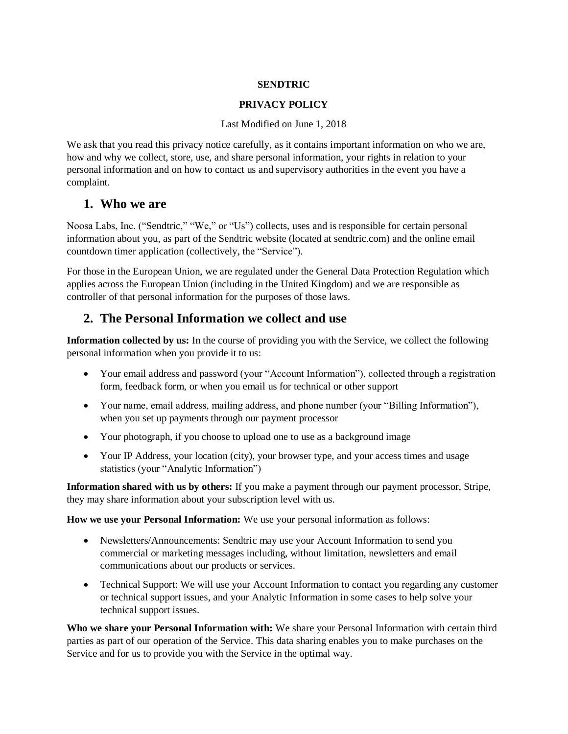**SENDTRIC**

**PRIVACY POLICY**

Last Modified on June 1, 2018

We ask that you read this privacy notice carefully, as it contains important information on who we are, how and why we collect, store, use, and share personal information, your rights in relation to your personal information and on how to contact us and supervisory authorities in the event you have a complaint.

## 1. Who we are

Noosa Labs, Inc. ("Sendtric," "We," or "Us") collects, uses and is responsible for certain personal information about you, as part of the Sendtric website (located at sendtric.com) and the online email countdown timer application (collectively, the "Service").

For those in the European Union, we are regulated under the General Data Protection Regulation which applies across the European Union (including in the United Kingdom) and we are responsible as controller of that personal information for the purposes of those laws.

## 2. The Personal Information we collect and use

**Information collected by us:** In the course of providing you with the Service, we collect the following personal information when you provide it to us:

- Your email address and password (your "Account Information"), collected through a registration form, feedback form, or when you email us for technical or other support
- Your name, email address, mailing address, and phone number (your "Billing Information"), when you set up payments through our payment processor
- Your photograph, if you choose to upload one to use as a background image
- Your IP Address, your location (city), your browser type, and your access times and usage statistics (your "Analytic Information")

**Information shared with us by others:** If you make a payment through our payment processor, Stripe, they may share information about your subscription level with us.

**How we use your Personal Information:** We use your personal information as follows:

- Newsletters/Announcements: Sendtric may use your Account Information to send you commercial or marketing messages including, without limitation, newsletters and email communications about our products or services.
- Technical Support: We will use your Account Information to contact you regarding any customer or technical support issues, and your Analytic Information in some cases to help solve your technical support issues.

**Who we share your Personal Information with:** We share your Personal Information with certain third parties as part of our operation of the Service. This data sharing enables you to make purchases on the Service and for us to provide you with the Service in the optimal way.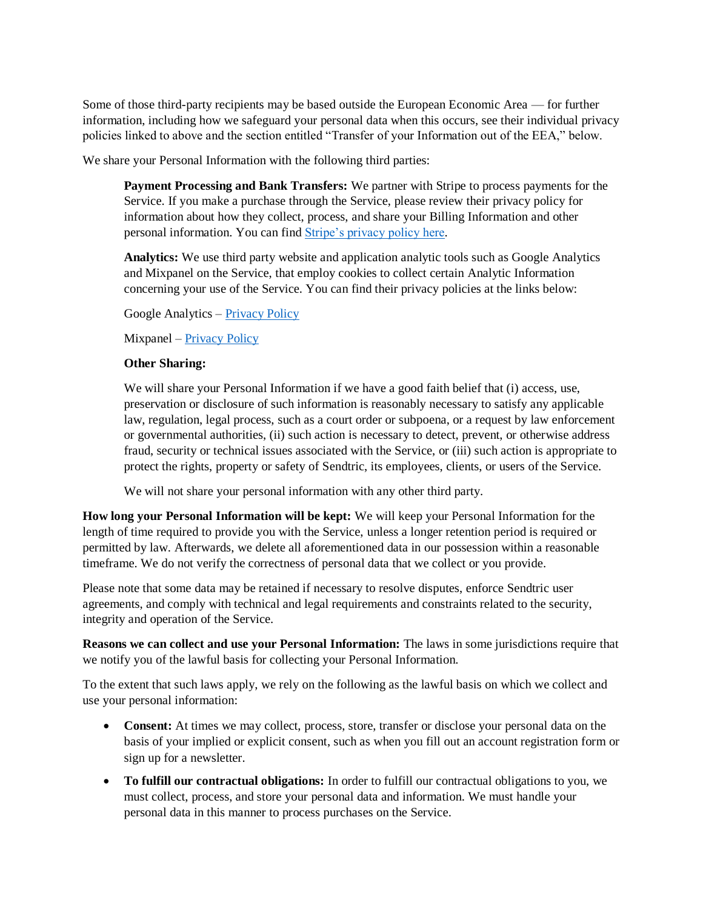Some of those third-party recipients may be based outside the European Economic Area — for further information, including how we safeguard your personal data when this occurs, see their individual privacy policies linked to above and the section entitled "Transfer of your Information out of the EEA," below.

We share your Personal Information with the following third parties:

> **Payment Processing and Bank Transfers:** We partner with Stripe to process payments for the Service. If you make a purchase through the Service, please review their privacy policy for information about how they collect, process, and share your Billing Information and other personal information. You can find [Stripe's privacy policy here]().
>
> **Analytics:** We use third party website and application analytic tools such as Google Analytics and Mixpanel on the Service, that employ cookies to collect certain Analytic Information concerning your use of the Service. You can find their privacy policies at the links below:
>
> Google Analytics – [Privacy Policy]()
>
> Mixpanel – [Privacy Policy]()
>
> **Other Sharing:**
>
> We will share your Personal Information if we have a good faith belief that (i) access, use, preservation or disclosure of such information is reasonably necessary to satisfy any applicable law, regulation, legal process, such as a court order or subpoena, or a request by law enforcement or governmental authorities, (ii) such action is necessary to detect, prevent, or otherwise address fraud, security or technical issues associated with the Service, or (iii) such action is appropriate to protect the rights, property or safety of Sendtric, its employees, clients, or users of the Service.
>
> We will not share your personal information with any other third party.

**How long your Personal Information will be kept:** We will keep your Personal Information for the length of time required to provide you with the Service, unless a longer retention period is required or permitted by law. Afterwards, we delete all aforementioned data in our possession within a reasonable timeframe. We do not verify the correctness of personal data that we collect or you provide.

Please note that some data may be retained if necessary to resolve disputes, enforce Sendtric user agreements, and comply with technical and legal requirements and constraints related to the security, integrity and operation of the Service.

**Reasons we can collect and use your Personal Information:** The laws in some jurisdictions require that we notify you of the lawful basis for collecting your Personal Information.

To the extent that such laws apply, we rely on the following as the lawful basis on which we collect and use your personal information:

- **Consent:** At times we may collect, process, store, transfer or disclose your personal data on the basis of your implied or explicit consent, such as when you fill out an account registration form or sign up for a newsletter.
- **To fulfill our contractual obligations:** In order to fulfill our contractual obligations to you, we must collect, process, and store your personal data and information. We must handle your personal data in this manner to process purchases on the Service.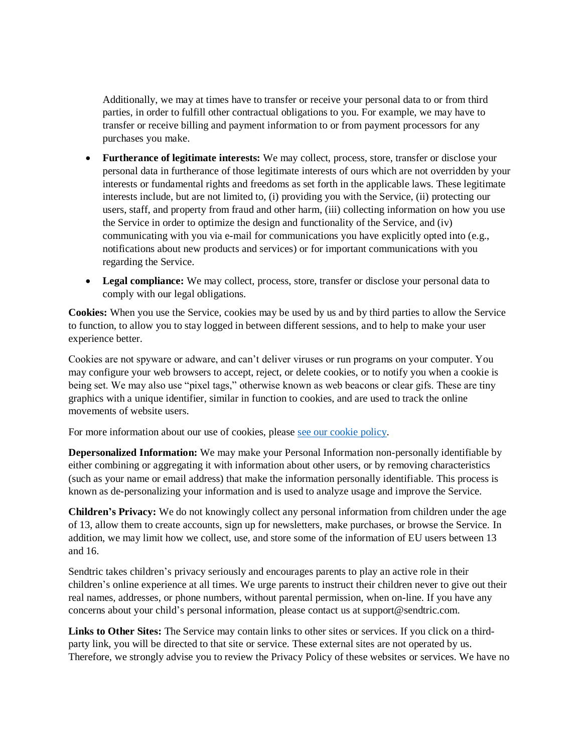Additionally, we may at times have to transfer or receive your personal data to or from third parties, in order to fulfill other contractual obligations to you. For example, we may have to transfer or receive billing and payment information to or from payment processors for any purchases you make.

- **Furtherance of legitimate interests:** We may collect, process, store, transfer or disclose your personal data in furtherance of those legitimate interests of ours which are not overridden by your interests or fundamental rights and freedoms as set forth in the applicable laws. These legitimate interests include, but are not limited to, (i) providing you with the Service, (ii) protecting our users, staff, and property from fraud and other harm, (iii) collecting information on how you use the Service in order to optimize the design and functionality of the Service, and (iv) communicating with you via e-mail for communications you have explicitly opted into (e.g., notifications about new products and services) or for important communications with you regarding the Service.
- **Legal compliance:** We may collect, process, store, transfer or disclose your personal data to comply with our legal obligations.

**Cookies:** When you use the Service, cookies may be used by us and by third parties to allow the Service to function, to allow you to stay logged in between different sessions, and to help to make your user experience better.

Cookies are not spyware or adware, and can't deliver viruses or run programs on your computer. You may configure your web browsers to accept, reject, or delete cookies, or to notify you when a cookie is being set. We may also use "pixel tags," otherwise known as web beacons or clear gifs. These are tiny graphics with a unique identifier, similar in function to cookies, and are used to track the online movements of website users.

For more information about our use of cookies, please see our cookie policy.

**Depersonalized Information:** We may make your Personal Information non-personally identifiable by either combining or aggregating it with information about other users, or by removing characteristics (such as your name or email address) that make the information personally identifiable. This process is known as de-personalizing your information and is used to analyze usage and improve the Service.

**Children's Privacy:** We do not knowingly collect any personal information from children under the age of 13, allow them to create accounts, sign up for newsletters, make purchases, or browse the Service. In addition, we may limit how we collect, use, and store some of the information of EU users between 13 and 16.

Sendtric takes children's privacy seriously and encourages parents to play an active role in their children's online experience at all times. We urge parents to instruct their children never to give out their real names, addresses, or phone numbers, without parental permission, when on-line. If you have any concerns about your child's personal information, please contact us at support@sendtric.com.

**Links to Other Sites:** The Service may contain links to other sites or services. If you click on a third-party link, you will be directed to that site or service. These external sites are not operated by us. Therefore, we strongly advise you to review the Privacy Policy of these websites or services. We have no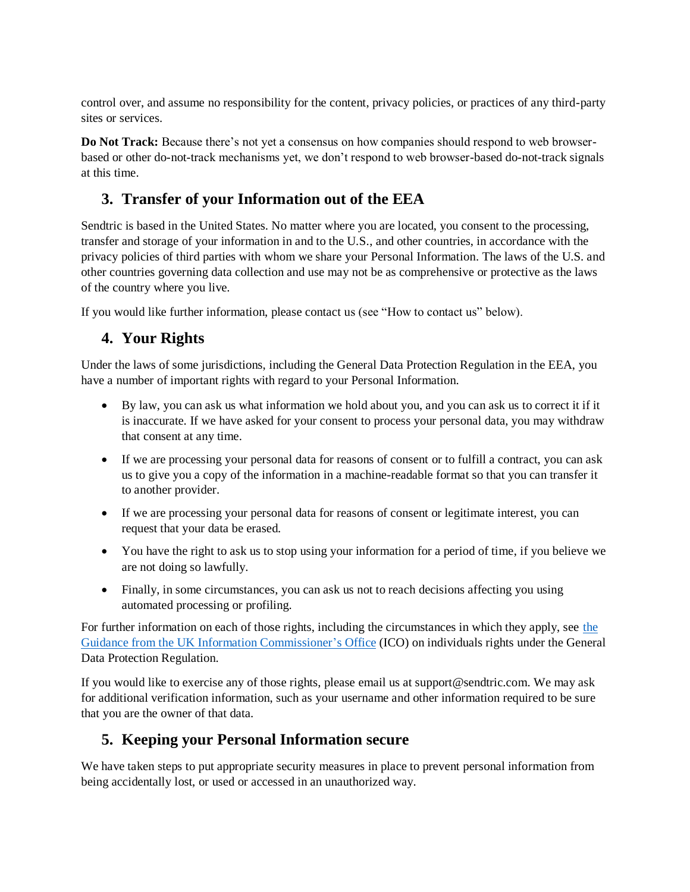control over, and assume no responsibility for the content, privacy policies, or practices of any third-party sites or services.

**Do Not Track:** Because there's not yet a consensus on how companies should respond to web browser-based or other do-not-track mechanisms yet, we don't respond to web browser-based do-not-track signals at this time.

## 3. Transfer of your Information out of the EEA

Sendtric is based in the United States. No matter where you are located, you consent to the processing, transfer and storage of your information in and to the U.S., and other countries, in accordance with the privacy policies of third parties with whom we share your Personal Information. The laws of the U.S. and other countries governing data collection and use may not be as comprehensive or protective as the laws of the country where you live.

If you would like further information, please contact us (see "How to contact us" below).

## 4. Your Rights

Under the laws of some jurisdictions, including the General Data Protection Regulation in the EEA, you have a number of important rights with regard to your Personal Information.

- By law, you can ask us what information we hold about you, and you can ask us to correct it if it is inaccurate. If we have asked for your consent to process your personal data, you may withdraw that consent at any time.
- If we are processing your personal data for reasons of consent or to fulfill a contract, you can ask us to give you a copy of the information in a machine-readable format so that you can transfer it to another provider.
- If we are processing your personal data for reasons of consent or legitimate interest, you can request that your data be erased.
- You have the right to ask us to stop using your information for a period of time, if you believe we are not doing so lawfully.
- Finally, in some circumstances, you can ask us not to reach decisions affecting you using automated processing or profiling.

For further information on each of those rights, including the circumstances in which they apply, see the Guidance from the UK Information Commissioner's Office (ICO) on individuals rights under the General Data Protection Regulation.

If you would like to exercise any of those rights, please email us at support@sendtric.com. We may ask for additional verification information, such as your username and other information required to be sure that you are the owner of that data.

## 5. Keeping your Personal Information secure

We have taken steps to put appropriate security measures in place to prevent personal information from being accidentally lost, or used or accessed in an unauthorized way.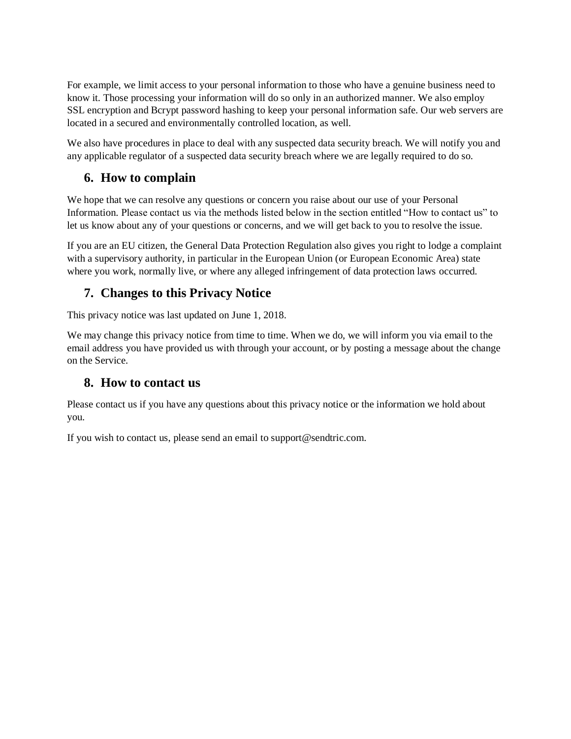For example, we limit access to your personal information to those who have a genuine business need to know it. Those processing your information will do so only in an authorized manner. We also employ SSL encryption and Bcrypt password hashing to keep your personal information safe. Our web servers are located in a secured and environmentally controlled location, as well.

We also have procedures in place to deal with any suspected data security breach. We will notify you and any applicable regulator of a suspected data security breach where we are legally required to do so.

## 6. How to complain

We hope that we can resolve any questions or concern you raise about our use of your Personal Information. Please contact us via the methods listed below in the section entitled "How to contact us" to let us know about any of your questions or concerns, and we will get back to you to resolve the issue.

If you are an EU citizen, the General Data Protection Regulation also gives you right to lodge a complaint with a supervisory authority, in particular in the European Union (or European Economic Area) state where you work, normally live, or where any alleged infringement of data protection laws occurred.

## 7. Changes to this Privacy Notice

This privacy notice was last updated on June 1, 2018.

We may change this privacy notice from time to time. When we do, we will inform you via email to the email address you have provided us with through your account, or by posting a message about the change on the Service.

## 8. How to contact us

Please contact us if you have any questions about this privacy notice or the information we hold about you.

If you wish to contact us, please send an email to support@sendtric.com.